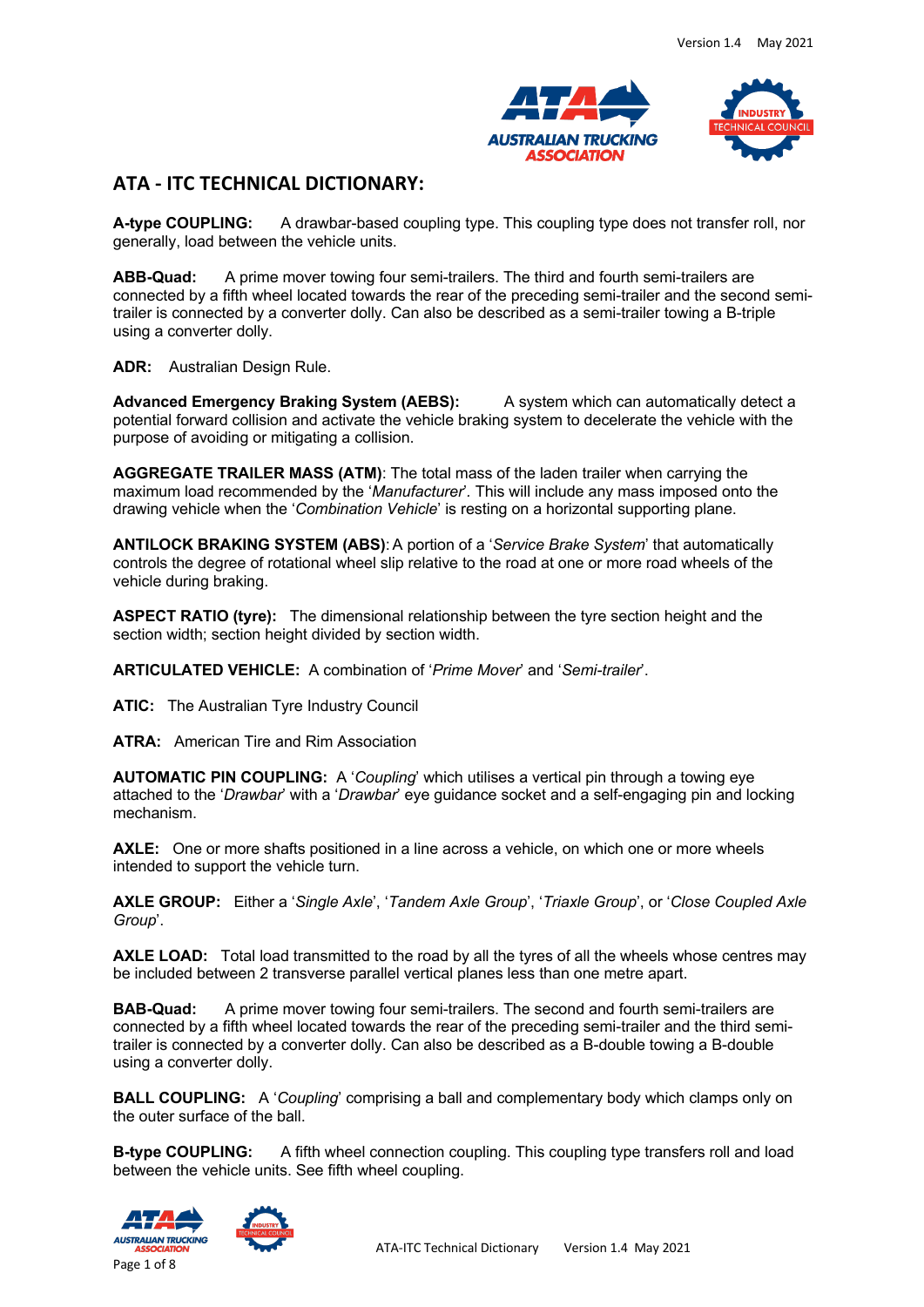## ATA - ITC TECHNICAL DICTIONARY:

**A-type COUPLING:** A drawbar-based coupling type. This coupling type does not transfer roll, nor generally, load between the vehicle units.

**ABB-Quad:** A prime mover towing four semi-trailers. The third and fourth semi-trailers are connected by a fifth wheel located towards the rear of the preceding semi-trailer and the second semi-trailer is connected by a converter dolly. Can also be described as a semi-trailer towing a B-triple using a converter dolly.

**ADR:** Australian Design Rule.

**Advanced Emergency Braking System (AEBS):** A system which can automatically detect a potential forward collision and activate the vehicle braking system to decelerate the vehicle with the purpose of avoiding or mitigating a collision.

**AGGREGATE TRAILER MASS (ATM)**: The total mass of the laden trailer when carrying the maximum load recommended by the '*Manufacturer*'. This will include any mass imposed onto the drawing vehicle when the '*Combination Vehicle*' is resting on a horizontal supporting plane.

**ANTILOCK BRAKING SYSTEM (ABS)**: A portion of a '*Service Brake System*' that automatically controls the degree of rotational wheel slip relative to the road at one or more road wheels of the vehicle during braking.

**ASPECT RATIO (tyre):** The dimensional relationship between the tyre section height and the section width; section height divided by section width.

**ARTICULATED VEHICLE:** A combination of '*Prime Mover*' and '*Semi-trailer*'.

**ATIC:** The Australian Tyre Industry Council

**ATRA:** American Tire and Rim Association

**AUTOMATIC PIN COUPLING:** A '*Coupling*' which utilises a vertical pin through a towing eye attached to the '*Drawbar*' with a '*Drawbar*' eye guidance socket and a self-engaging pin and locking mechanism.

**AXLE:** One or more shafts positioned in a line across a vehicle, on which one or more wheels intended to support the vehicle turn.

**AXLE GROUP:** Either a '*Single Axle*', '*Tandem Axle Group*', '*Triaxle Group*', or '*Close Coupled Axle Group*'.

**AXLE LOAD:** Total load transmitted to the road by all the tyres of all the wheels whose centres may be included between 2 transverse parallel vertical planes less than one metre apart.

**BAB-Quad:** A prime mover towing four semi-trailers. The second and fourth semi-trailers are connected by a fifth wheel located towards the rear of the preceding semi-trailer and the third semi-trailer is connected by a converter dolly. Can also be described as a B-double towing a B-double using a converter dolly.

**BALL COUPLING:** A '*Coupling*' comprising a ball and complementary body which clamps only on the outer surface of the ball.

**B-type COUPLING:** A fifth wheel connection coupling. This coupling type transfers roll and load between the vehicle units. See fifth wheel coupling.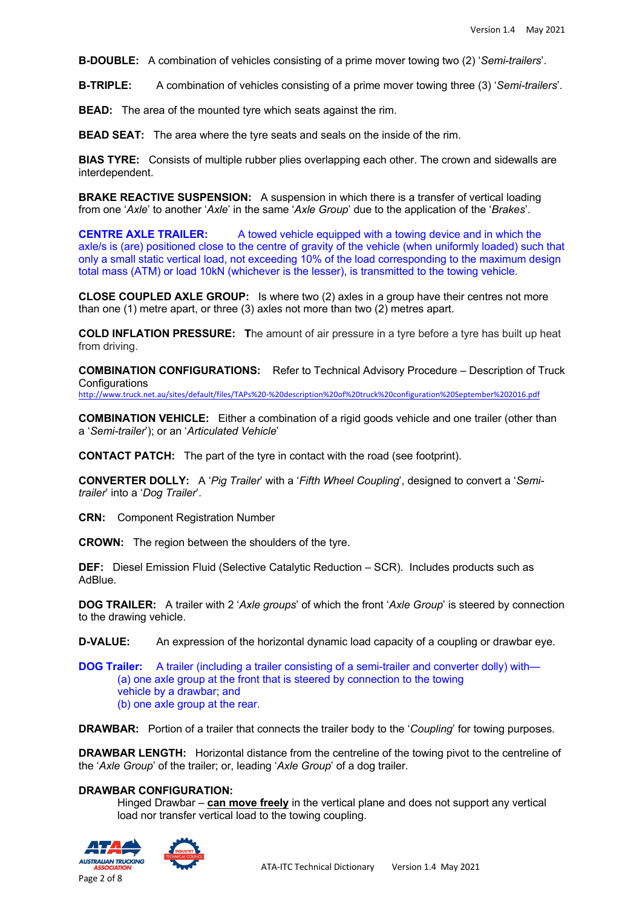**B-DOUBLE:** A combination of vehicles consisting of a prime mover towing two (2) '*Semi-trailers*'.

**B-TRIPLE:** A combination of vehicles consisting of a prime mover towing three (3) '*Semi-trailers*'.

**BEAD:** The area of the mounted tyre which seats against the rim.

**BEAD SEAT:** The area where the tyre seats and seals on the inside of the rim.

**BIAS TYRE:** Consists of multiple rubber plies overlapping each other. The crown and sidewalls are interdependent.

**BRAKE REACTIVE SUSPENSION:** A suspension in which there is a transfer of vertical loading from one '*Axle*' to another '*Axle*' in the same '*Axle Group*' due to the application of the '*Brakes*'.

**CENTRE AXLE TRAILER:** A towed vehicle equipped with a towing device and in which the axle/s is (are) positioned close to the centre of gravity of the vehicle (when uniformly loaded) such that only a small static vertical load, not exceeding 10% of the load corresponding to the maximum design total mass (ATM) or load 10kN (whichever is the lesser), is transmitted to the towing vehicle.

**CLOSE COUPLED AXLE GROUP:** Is where two (2) axles in a group have their centres not more than one (1) metre apart, or three (3) axles not more than two (2) metres apart.

**COLD INFLATION PRESSURE:** **T**he amount of air pressure in a tyre before a tyre has built up heat from driving.

**COMBINATION CONFIGURATIONS:** Refer to Technical Advisory Procedure – Description of Truck Configurations
http://www.truck.net.au/sites/default/files/TAPs%20-%20description%20of%20truck%20configuration%20September%202016.pdf

**COMBINATION VEHICLE:** Either a combination of a rigid goods vehicle and one trailer (other than a '*Semi-trailer*'); or an '*Articulated Vehicle*'

**CONTACT PATCH:** The part of the tyre in contact with the road (see footprint).

**CONVERTER DOLLY:** A '*Pig Trailer*' with a '*Fifth Wheel Coupling*', designed to convert a '*Semi-trailer*' into a '*Dog Trailer*'.

**CRN:** Component Registration Number

**CROWN:** The region between the shoulders of the tyre.

**DEF:** Diesel Emission Fluid (Selective Catalytic Reduction – SCR). Includes products such as AdBlue.

**DOG TRAILER:** A trailer with 2 '*Axle groups*' of which the front '*Axle Group*' is steered by connection to the drawing vehicle.

**D-VALUE:** An expression of the horizontal dynamic load capacity of a coupling or drawbar eye.

**DOG Trailer:** A trailer (including a trailer consisting of a semi-trailer and converter dolly) with—
(a) one axle group at the front that is steered by connection to the towing vehicle by a drawbar; and
(b) one axle group at the rear.

**DRAWBAR:** Portion of a trailer that connects the trailer body to the '*Coupling*' for towing purposes.

**DRAWBAR LENGTH:** Horizontal distance from the centreline of the towing pivot to the centreline of the '*Axle Group*' of the trailer; or, leading '*Axle Group*' of a dog trailer.

**DRAWBAR CONFIGURATION:**
Hinged Drawbar – **can move freely** in the vertical plane and does not support any vertical load nor transfer vertical load to the towing coupling.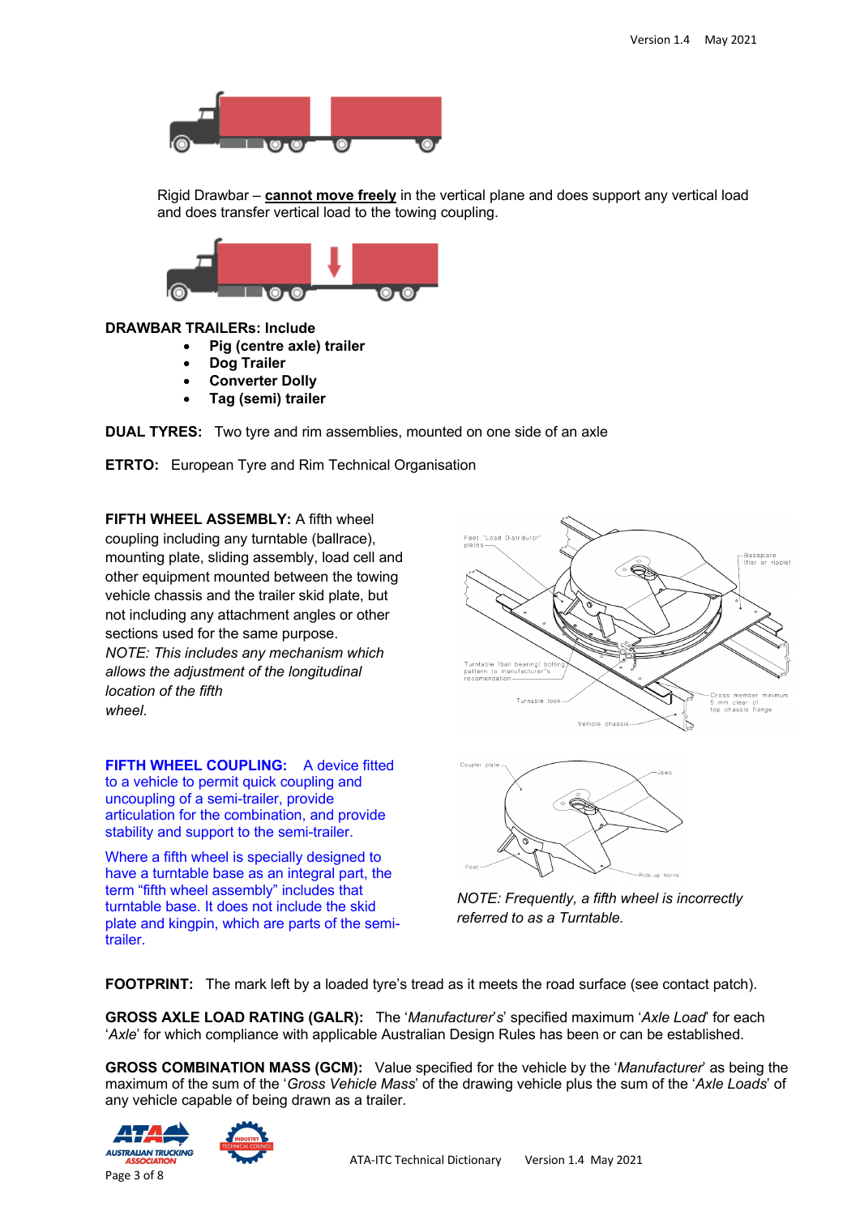Rigid Drawbar – **cannot move freely** in the vertical plane and does support any vertical load and does transfer vertical load to the towing coupling.

**DRAWBAR TRAILERs: Include**

- **Pig (centre axle) trailer**
- **Dog Trailer**
- **Converter Dolly**
- **Tag (semi) trailer**

**DUAL TYRES:** Two tyre and rim assemblies, mounted on one side of an axle

**ETRTO:** European Tyre and Rim Technical Organisation

**FIFTH WHEEL ASSEMBLY:** A fifth wheel coupling including any turntable (ballrace), mounting plate, sliding assembly, load cell and other equipment mounted between the towing vehicle chassis and the trailer skid plate, but not including any attachment angles or other sections used for the same purpose.
*NOTE: This includes any mechanism which allows the adjustment of the longitudinal location of the fifth wheel.*

**FIFTH WHEEL COUPLING:** A device fitted to a vehicle to permit quick coupling and uncoupling of a semi-trailer, provide articulation for the combination, and provide stability and support to the semi-trailer.

Where a fifth wheel is specially designed to have a turntable base as an integral part, the term "fifth wheel assembly" includes that turntable base. It does not include the skid plate and kingpin, which are parts of the semi-trailer.

*NOTE: Frequently, a fifth wheel is incorrectly referred to as a Turntable.*

**FOOTPRINT:** The mark left by a loaded tyre's tread as it meets the road surface (see contact patch).

**GROSS AXLE LOAD RATING (GALR):** The '*Manufacturer's*' specified maximum '*Axle Load*' for each '*Axle*' for which compliance with applicable Australian Design Rules has been or can be established.

**GROSS COMBINATION MASS (GCM):** Value specified for the vehicle by the '*Manufacturer*' as being the maximum of the sum of the '*Gross Vehicle Mass*' of the drawing vehicle plus the sum of the '*Axle Loads*' of any vehicle capable of being drawn as a trailer.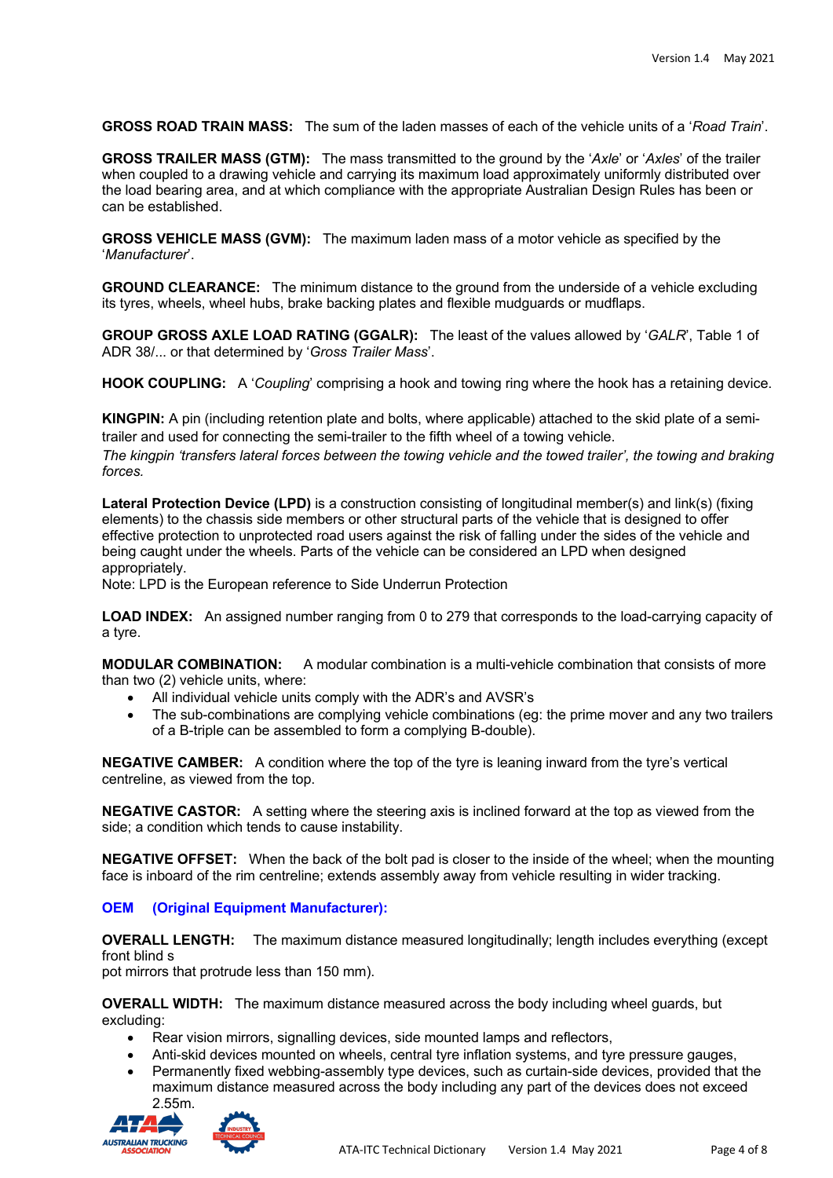**GROSS ROAD TRAIN MASS:** The sum of the laden masses of each of the vehicle units of a '*Road Train*'.

**GROSS TRAILER MASS (GTM):** The mass transmitted to the ground by the '*Axle*' or '*Axles*' of the trailer when coupled to a drawing vehicle and carrying its maximum load approximately uniformly distributed over the load bearing area, and at which compliance with the appropriate Australian Design Rules has been or can be established.

**GROSS VEHICLE MASS (GVM):** The maximum laden mass of a motor vehicle as specified by the '*Manufacturer*'.

**GROUND CLEARANCE:** The minimum distance to the ground from the underside of a vehicle excluding its tyres, wheels, wheel hubs, brake backing plates and flexible mudguards or mudflaps.

**GROUP GROSS AXLE LOAD RATING (GGALR):** The least of the values allowed by '*GALR*', Table 1 of ADR 38/... or that determined by '*Gross Trailer Mass*'.

**HOOK COUPLING:** A '*Coupling*' comprising a hook and towing ring where the hook has a retaining device.

**KINGPIN:** A pin (including retention plate and bolts, where applicable) attached to the skid plate of a semi-trailer and used for connecting the semi-trailer to the fifth wheel of a towing vehicle.

*The kingpin 'transfers lateral forces between the towing vehicle and the towed trailer', the towing and braking forces.*

**Lateral Protection Device (LPD)** is a construction consisting of longitudinal member(s) and link(s) (fixing elements) to the chassis side members or other structural parts of the vehicle that is designed to offer effective protection to unprotected road users against the risk of falling under the sides of the vehicle and being caught under the wheels. Parts of the vehicle can be considered an LPD when designed appropriately.
Note: LPD is the European reference to Side Underrun Protection

**LOAD INDEX:** An assigned number ranging from 0 to 279 that corresponds to the load-carrying capacity of a tyre.

**MODULAR COMBINATION:** A modular combination is a multi-vehicle combination that consists of more than two (2) vehicle units, where:

- All individual vehicle units comply with the ADR's and AVSR's
- The sub-combinations are complying vehicle combinations (eg: the prime mover and any two trailers of a B-triple can be assembled to form a complying B-double).

**NEGATIVE CAMBER:** A condition where the top of the tyre is leaning inward from the tyre's vertical centreline, as viewed from the top.

**NEGATIVE CASTOR:** A setting where the steering axis is inclined forward at the top as viewed from the side; a condition which tends to cause instability.

**NEGATIVE OFFSET:** When the back of the bolt pad is closer to the inside of the wheel; when the mounting face is inboard of the rim centreline; extends assembly away from vehicle resulting in wider tracking.

**OEM (Original Equipment Manufacturer):**

**OVERALL LENGTH:** The maximum distance measured longitudinally; length includes everything (except front blind s
pot mirrors that protrude less than 150 mm).

**OVERALL WIDTH:** The maximum distance measured across the body including wheel guards, but excluding:

- Rear vision mirrors, signalling devices, side mounted lamps and reflectors,
- Anti-skid devices mounted on wheels, central tyre inflation systems, and tyre pressure gauges,
- Permanently fixed webbing-assembly type devices, such as curtain-side devices, provided that the maximum distance measured across the body including any part of the devices does not exceed 2.55m.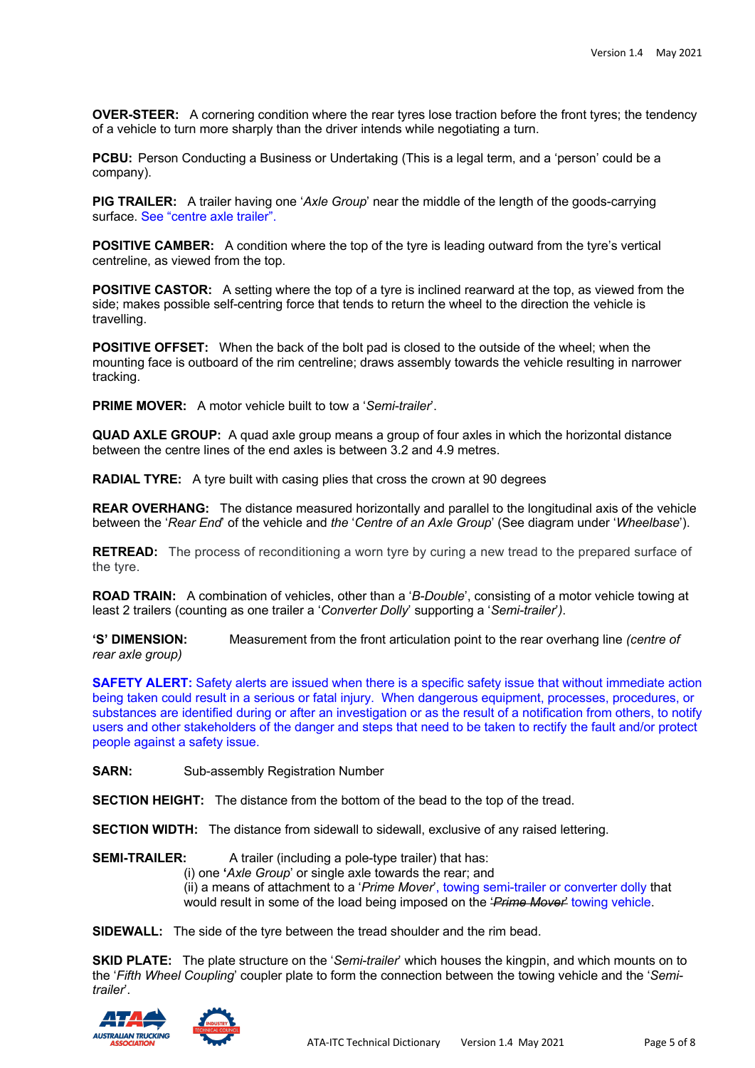**OVER-STEER:** A cornering condition where the rear tyres lose traction before the front tyres; the tendency of a vehicle to turn more sharply than the driver intends while negotiating a turn.

**PCBU:** Person Conducting a Business or Undertaking (This is a legal term, and a 'person' could be a company).

**PIG TRAILER:** A trailer having one '*Axle Group*' near the middle of the length of the goods-carrying surface. See "centre axle trailer".

**POSITIVE CAMBER:** A condition where the top of the tyre is leading outward from the tyre's vertical centreline, as viewed from the top.

**POSITIVE CASTOR:** A setting where the top of a tyre is inclined rearward at the top, as viewed from the side; makes possible self-centring force that tends to return the wheel to the direction the vehicle is travelling.

**POSITIVE OFFSET:** When the back of the bolt pad is closed to the outside of the wheel; when the mounting face is outboard of the rim centreline; draws assembly towards the vehicle resulting in narrower tracking.

**PRIME MOVER:** A motor vehicle built to tow a '*Semi-trailer*'.

**QUAD AXLE GROUP:** A quad axle group means a group of four axles in which the horizontal distance between the centre lines of the end axles is between 3.2 and 4.9 metres.

**RADIAL TYRE:** A tyre built with casing plies that cross the crown at 90 degrees

**REAR OVERHANG:** The distance measured horizontally and parallel to the longitudinal axis of the vehicle between the '*Rear End*' of the vehicle and *the* '*Centre of an Axle Group*' (See diagram under '*Wheelbase*').

**RETREAD:** The process of reconditioning a worn tyre by curing a new tread to the prepared surface of the tyre.

**ROAD TRAIN:** A combination of vehicles, other than a '*B-Double*', consisting of a motor vehicle towing at least 2 trailers (counting as one trailer a '*Converter Dolly*' supporting a '*Semi-trailer*').

**'S' DIMENSION:** Measurement from the front articulation point to the rear overhang line *(centre of rear axle group)*

**SAFETY ALERT:** Safety alerts are issued when there is a specific safety issue that without immediate action being taken could result in a serious or fatal injury. When dangerous equipment, processes, procedures, or substances are identified during or after an investigation or as the result of a notification from others, to notify users and other stakeholders of the danger and steps that need to be taken to rectify the fault and/or protect people against a safety issue.

**SARN:** Sub-assembly Registration Number

**SECTION HEIGHT:** The distance from the bottom of the bead to the top of the tread.

**SECTION WIDTH:** The distance from sidewall to sidewall, exclusive of any raised lettering.

**SEMI-TRAILER:** A trailer (including a pole-type trailer) that has:
(i) one '*Axle Group*' or single axle towards the rear; and
(ii) a means of attachment to a '*Prime Mover*', towing semi-trailer or converter dolly that would result in some of the load being imposed on the ~~'*Prime Mover*'~~ towing vehicle.

**SIDEWALL:** The side of the tyre between the tread shoulder and the rim bead.

**SKID PLATE:** The plate structure on the '*Semi-trailer*' which houses the kingpin, and which mounts on to the '*Fifth Wheel Coupling*' coupler plate to form the connection between the towing vehicle and the '*Semi-trailer*'.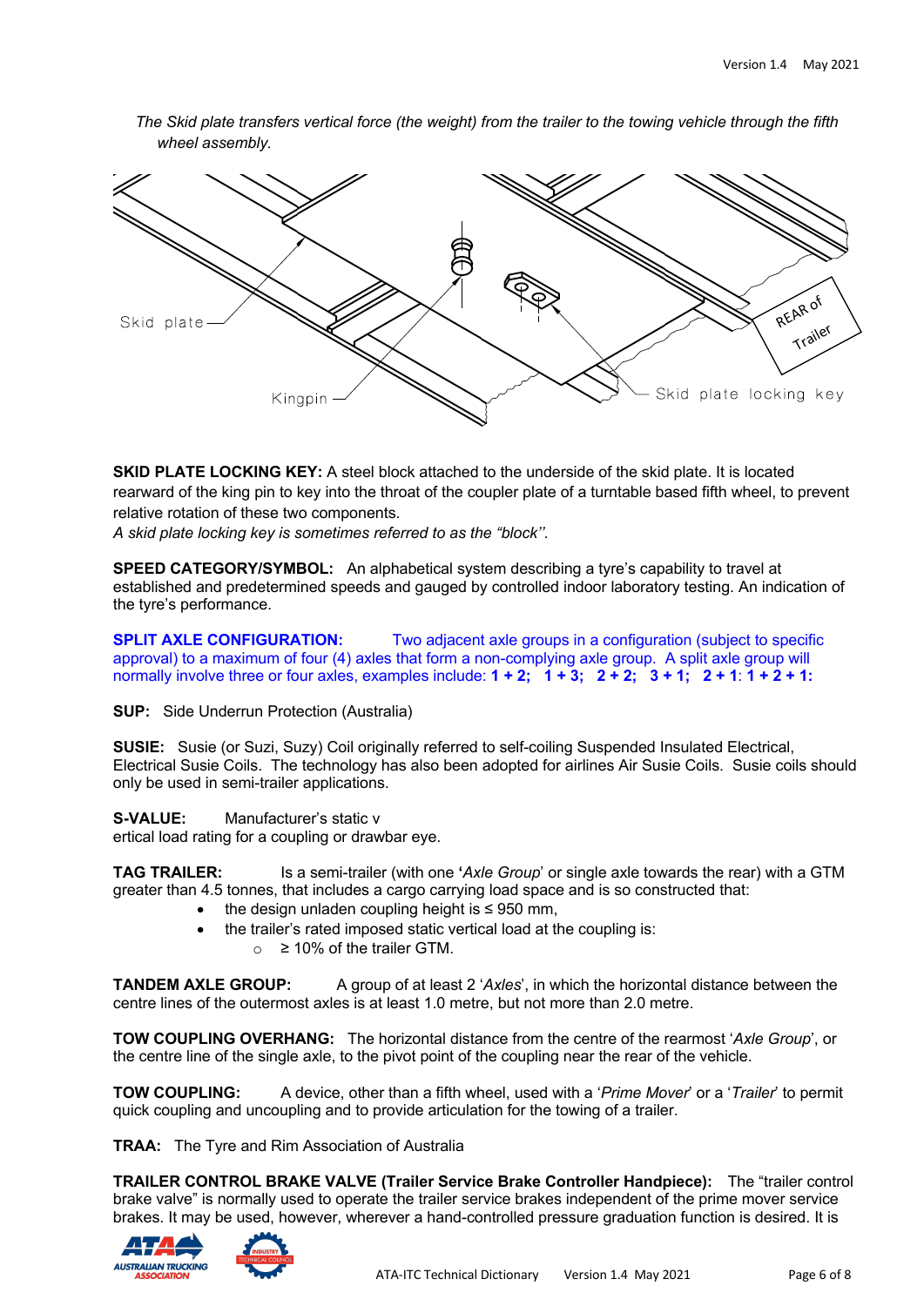*The Skid plate transfers vertical force (the weight) from the trailer to the towing vehicle through the fifth wheel assembly.*

**SKID PLATE LOCKING KEY:** A steel block attached to the underside of the skid plate. It is located rearward of the king pin to key into the throat of the coupler plate of a turntable based fifth wheel, to prevent relative rotation of these two components.
*A skid plate locking key is sometimes referred to as the "block''.*

**SPEED CATEGORY/SYMBOL:** An alphabetical system describing a tyre's capability to travel at established and predetermined speeds and gauged by controlled indoor laboratory testing. An indication of the tyre's performance.

**SPLIT AXLE CONFIGURATION:** Two adjacent axle groups in a configuration (subject to specific approval) to a maximum of four (4) axles that form a non-complying axle group. A split axle group will normally involve three or four axles, examples include: **1 + 2; 1 + 3; 2 + 2; 3 + 1; 2 + 1**: **1 + 2 + 1:**

**SUP:** Side Underrun Protection (Australia)

**SUSIE:** Susie (or Suzi, Suzy) Coil originally referred to self-coiling Suspended Insulated Electrical, Electrical Susie Coils. The technology has also been adopted for airlines Air Susie Coils. Susie coils should only be used in semi-trailer applications.

**S-VALUE:** Manufacturer's static v
ertical load rating for a coupling or drawbar eye.

**TAG TRAILER:** Is a semi-trailer (with one '*Axle Group*' or single axle towards the rear) with a GTM greater than 4.5 tonnes, that includes a cargo carrying load space and is so constructed that:

- the design unladen coupling height is ≤ 950 mm,
- the trailer's rated imposed static vertical load at the coupling is:
  - ≥ 10% of the trailer GTM.

**TANDEM AXLE GROUP:** A group of at least 2 '*Axles*', in which the horizontal distance between the centre lines of the outermost axles is at least 1.0 metre, but not more than 2.0 metre.

**TOW COUPLING OVERHANG:** The horizontal distance from the centre of the rearmost '*Axle Group*', or the centre line of the single axle, to the pivot point of the coupling near the rear of the vehicle.

**TOW COUPLING:** A device, other than a fifth wheel, used with a '*Prime Mover*' or a '*Trailer*' to permit quick coupling and uncoupling and to provide articulation for the towing of a trailer.

**TRAA:** The Tyre and Rim Association of Australia

**TRAILER CONTROL BRAKE VALVE (Trailer Service Brake Controller Handpiece):** The "trailer control brake valve" is normally used to operate the trailer service brakes independent of the prime mover service brakes. It may be used, however, wherever a hand-controlled pressure graduation function is desired. It is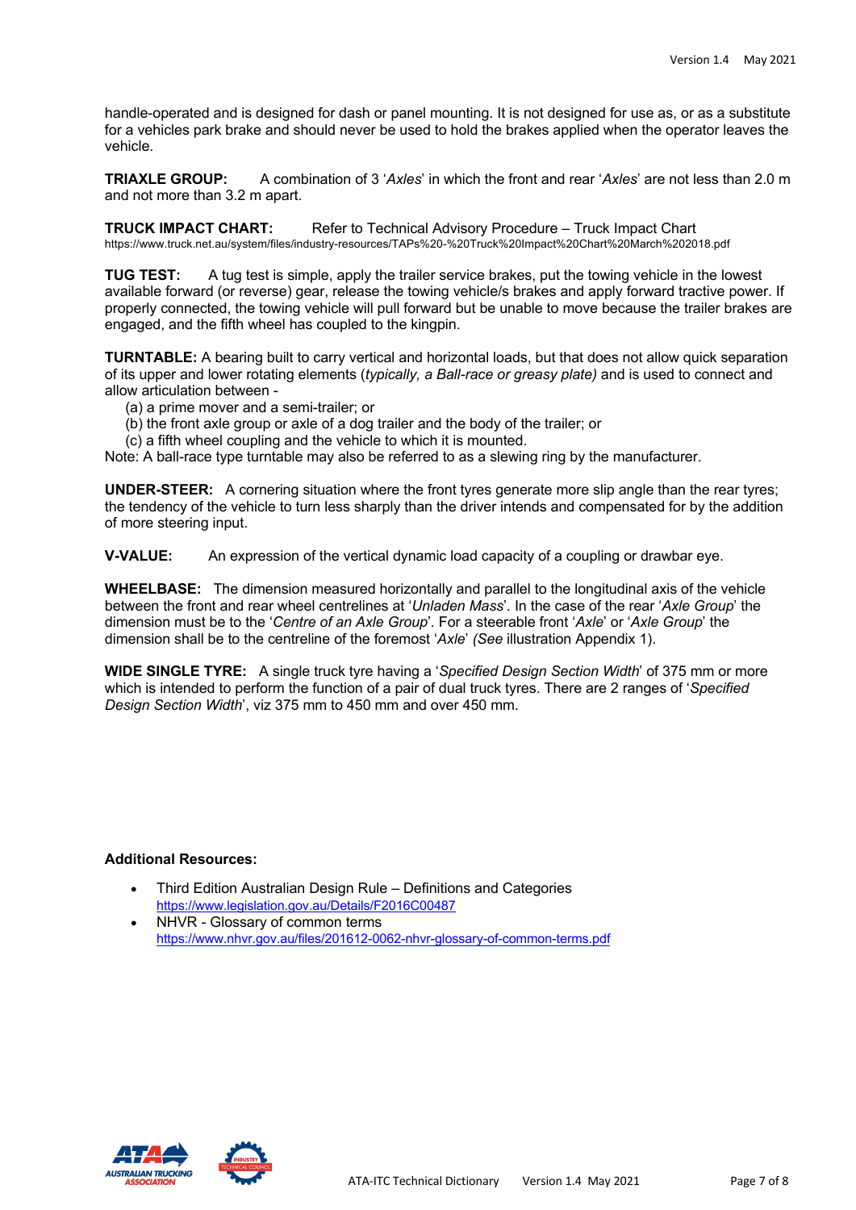handle-operated and is designed for dash or panel mounting. It is not designed for use as, or as a substitute for a vehicles park brake and should never be used to hold the brakes applied when the operator leaves the vehicle.

**TRIAXLE GROUP:** A combination of 3 '*Axles*' in which the front and rear '*Axles*' are not less than 2.0 m and not more than 3.2 m apart.

**TRUCK IMPACT CHART:** Refer to Technical Advisory Procedure – Truck Impact Chart
https://www.truck.net.au/system/files/industry-resources/TAPs%20-%20Truck%20Impact%20Chart%20March%202018.pdf

**TUG TEST:** A tug test is simple, apply the trailer service brakes, put the towing vehicle in the lowest available forward (or reverse) gear, release the towing vehicle/s brakes and apply forward tractive power. If properly connected, the towing vehicle will pull forward but be unable to move because the trailer brakes are engaged, and the fifth wheel has coupled to the kingpin.

**TURNTABLE:** A bearing built to carry vertical and horizontal loads, but that does not allow quick separation of its upper and lower rotating elements (*typically, a Ball-race or greasy plate)* and is used to connect and allow articulation between -

(a) a prime mover and a semi-trailer; or
(b) the front axle group or axle of a dog trailer and the body of the trailer; or
(c) a fifth wheel coupling and the vehicle to which it is mounted.

Note: A ball-race type turntable may also be referred to as a slewing ring by the manufacturer.

**UNDER-STEER:** A cornering situation where the front tyres generate more slip angle than the rear tyres; the tendency of the vehicle to turn less sharply than the driver intends and compensated for by the addition of more steering input.

**V-VALUE:** An expression of the vertical dynamic load capacity of a coupling or drawbar eye.

**WHEELBASE:** The dimension measured horizontally and parallel to the longitudinal axis of the vehicle between the front and rear wheel centrelines at '*Unladen Mass*'. In the case of the rear '*Axle Group*' the dimension must be to the '*Centre of an Axle Group*'. For a steerable front '*Axle*' or '*Axle Group*' the dimension shall be to the centreline of the foremost '*Axle*' *(See* illustration Appendix 1).

**WIDE SINGLE TYRE:** A single truck tyre having a '*Specified Design Section Width*' of 375 mm or more which is intended to perform the function of a pair of dual truck tyres. There are 2 ranges of '*Specified Design Section Width*', viz 375 mm to 450 mm and over 450 mm.

**Additional Resources:**

- Third Edition Australian Design Rule – Definitions and Categories
  https://www.legislation.gov.au/Details/F2016C00487
- NHVR - Glossary of common terms
  https://www.nhvr.gov.au/files/201612-0062-nhvr-glossary-of-common-terms.pdf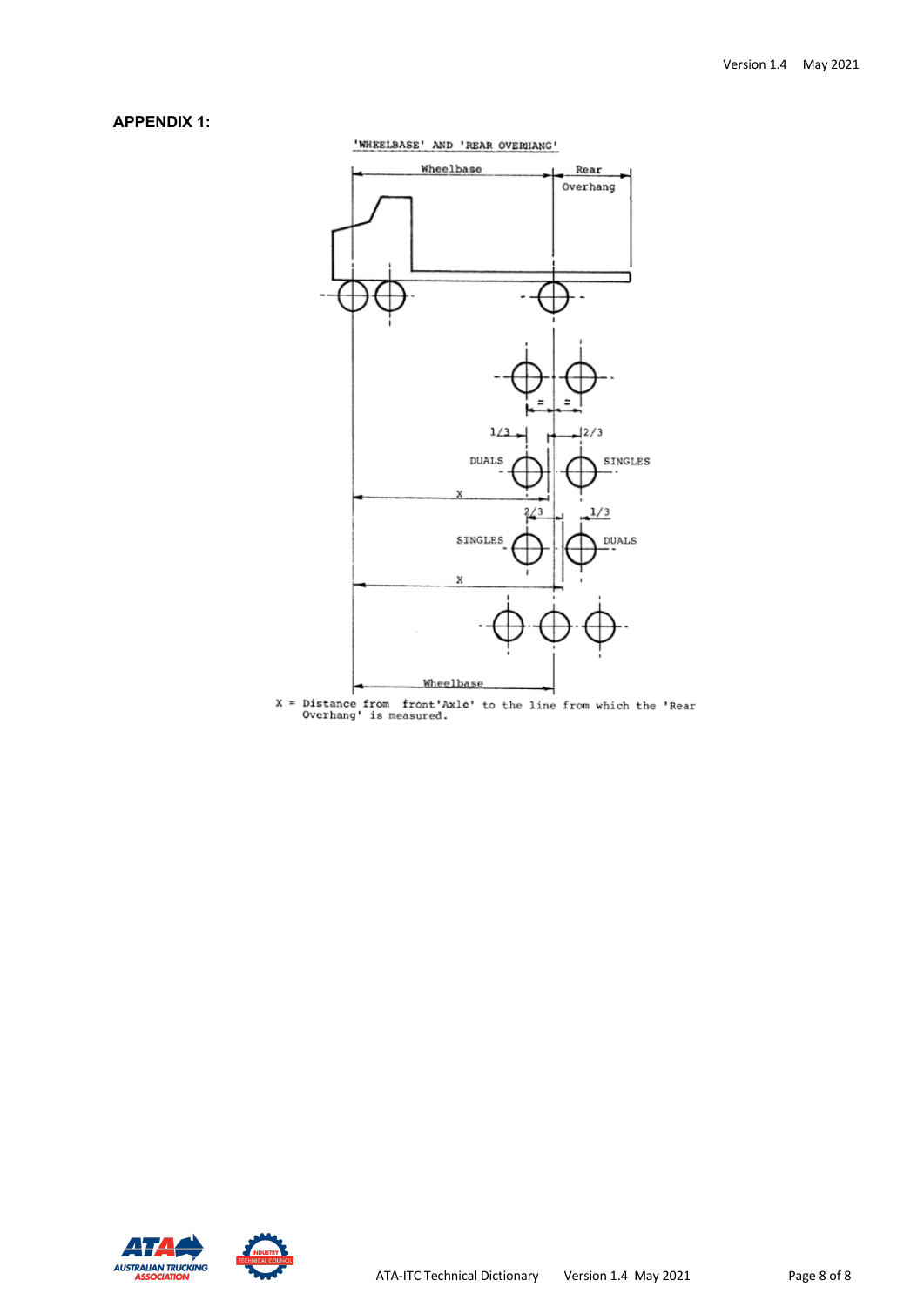**APPENDIX 1:**

'WHEELBASE' AND 'REAR OVERHANG'

Wheelbase

Rear Overhang

=

=

1/3

2/3

DUALS

SINGLES

X

2/3

1/3

SINGLES

DUALS

X

Wheelbase

X = Distance from front'Axle' to the line from which the 'Rear Overhang' is measured.